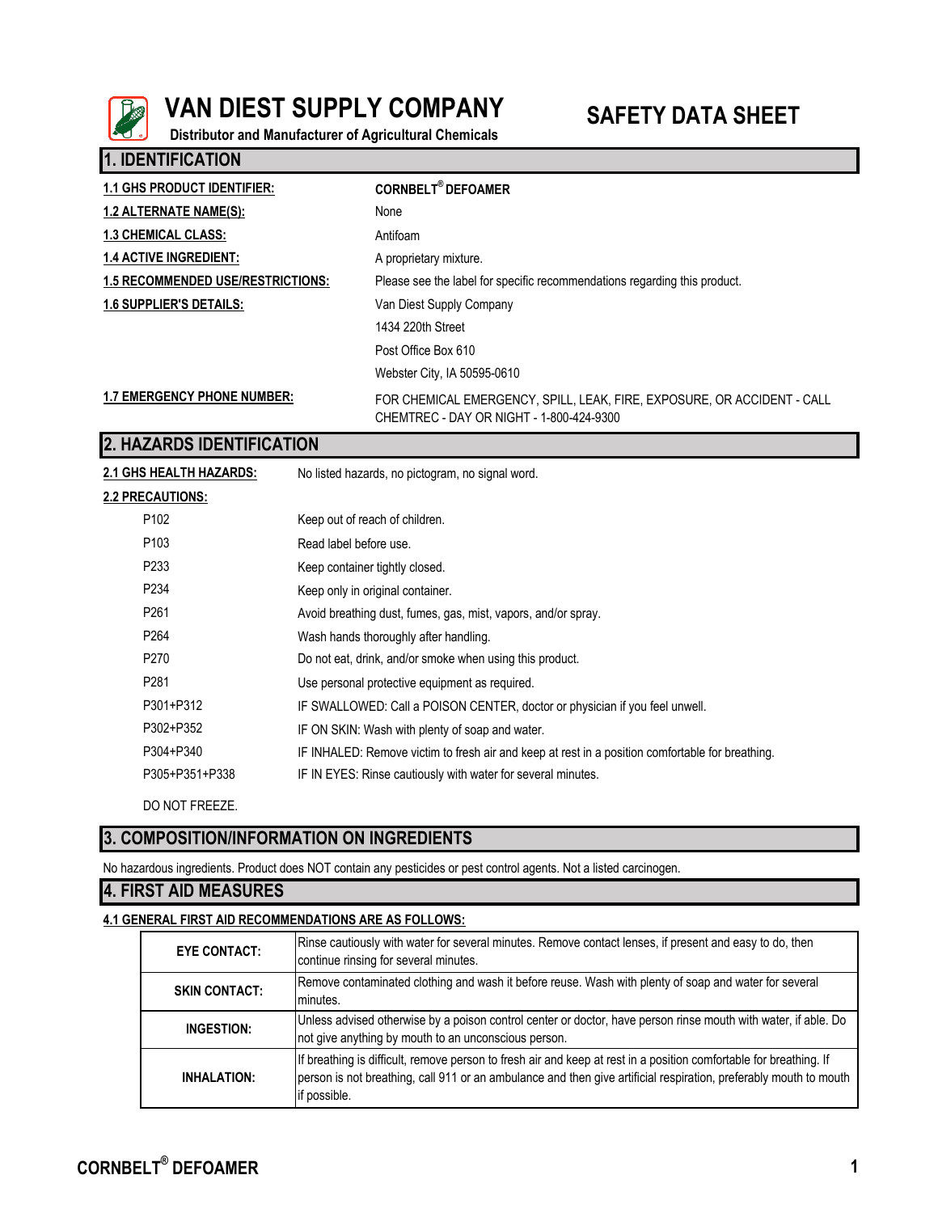# VAN DIEST SUPPLY COMPANY

**Distributor and Manufacturer of Agricultural Chemicals**

# SAFETY DATA SHEET

## 1. IDENTIFICATION

| | |
|---|---|
| **1.1 GHS PRODUCT IDENTIFIER:** | **CORNBELT® DEFOAMER** |
| **1.2 ALTERNATE NAME(S):** | None |
| **1.3 CHEMICAL CLASS:** | Antifoam |
| **1.4 ACTIVE INGREDIENT:** | A proprietary mixture. |
| **1.5 RECOMMENDED USE/RESTRICTIONS:** | Please see the label for specific recommendations regarding this product. |
| **1.6 SUPPLIER'S DETAILS:** | Van Diest Supply Company<br>1434 220th Street<br>Post Office Box 610<br>Webster City, IA 50595-0610 |
| **1.7 EMERGENCY PHONE NUMBER:** | FOR CHEMICAL EMERGENCY, SPILL, LEAK, FIRE, EXPOSURE, OR ACCIDENT - CALL CHEMTREC - DAY OR NIGHT - 1-800-424-9300 |

## 2. HAZARDS IDENTIFICATION

**2.1 GHS HEALTH HAZARDS:** No listed hazards, no pictogram, no signal word.

**2.2 PRECAUTIONS:**

| | |
|---|---|
| P102 | Keep out of reach of children. |
| P103 | Read label before use. |
| P233 | Keep container tightly closed. |
| P234 | Keep only in original container. |
| P261 | Avoid breathing dust, fumes, gas, mist, vapors, and/or spray. |
| P264 | Wash hands thoroughly after handling. |
| P270 | Do not eat, drink, and/or smoke when using this product. |
| P281 | Use personal protective equipment as required. |
| P301+P312 | IF SWALLOWED: Call a POISON CENTER, doctor or physician if you feel unwell. |
| P302+P352 | IF ON SKIN: Wash with plenty of soap and water. |
| P304+P340 | IF INHALED: Remove victim to fresh air and keep at rest in a position comfortable for breathing. |
| P305+P351+P338 | IF IN EYES: Rinse cautiously with water for several minutes. |

DO NOT FREEZE.

## 3. COMPOSITION/INFORMATION ON INGREDIENTS

No hazardous ingredients. Product does NOT contain any pesticides or pest control agents. Not a listed carcinogen.

## 4. FIRST AID MEASURES

**4.1 GENERAL FIRST AID RECOMMENDATIONS ARE AS FOLLOWS:**

| | |
|---|---|
| **EYE CONTACT:** | Rinse cautiously with water for several minutes. Remove contact lenses, if present and easy to do, then continue rinsing for several minutes. |
| **SKIN CONTACT:** | Remove contaminated clothing and wash it before reuse. Wash with plenty of soap and water for several minutes. |
| **INGESTION:** | Unless advised otherwise by a poison control center or doctor, have person rinse mouth with water, if able. Do not give anything by mouth to an unconscious person. |
| **INHALATION:** | If breathing is difficult, remove person to fresh air and keep at rest in a position comfortable for breathing. If person is not breathing, call 911 or an ambulance and then give artificial respiration, preferably mouth to mouth if possible. |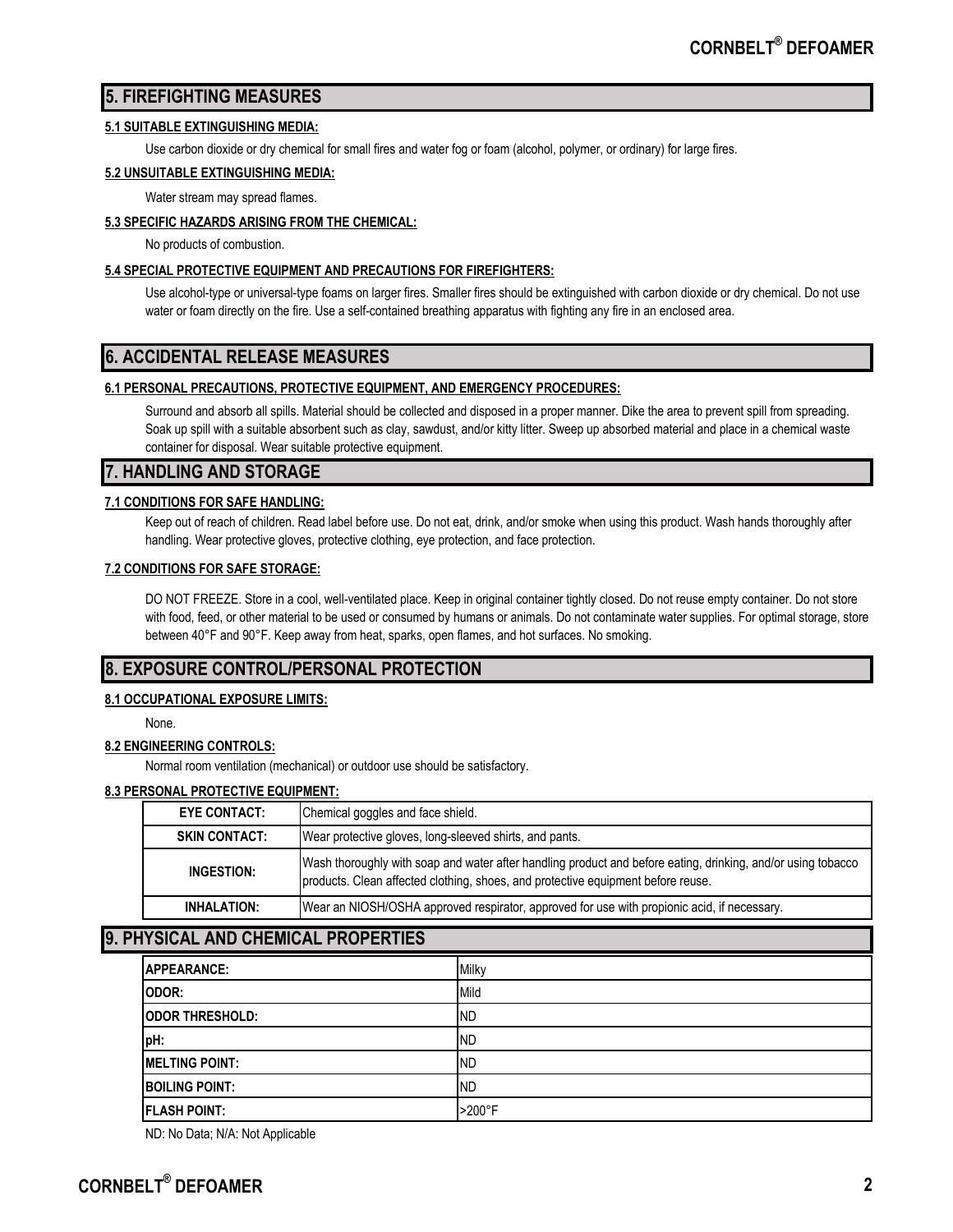## 5. FIREFIGHTING MEASURES

### 5.1 SUITABLE EXTINGUISHING MEDIA:

Use carbon dioxide or dry chemical for small fires and water fog or foam (alcohol, polymer, or ordinary) for large fires.

### 5.2 UNSUITABLE EXTINGUISHING MEDIA:

Water stream may spread flames.

### 5.3 SPECIFIC HAZARDS ARISING FROM THE CHEMICAL:

No products of combustion.

### 5.4 SPECIAL PROTECTIVE EQUIPMENT AND PRECAUTIONS FOR FIREFIGHTERS:

Use alcohol-type or universal-type foams on larger fires. Smaller fires should be extinguished with carbon dioxide or dry chemical. Do not use water or foam directly on the fire. Use a self-contained breathing apparatus with fighting any fire in an enclosed area.

## 6. ACCIDENTAL RELEASE MEASURES

### 6.1 PERSONAL PRECAUTIONS, PROTECTIVE EQUIPMENT, AND EMERGENCY PROCEDURES:

Surround and absorb all spills. Material should be collected and disposed in a proper manner. Dike the area to prevent spill from spreading. Soak up spill with a suitable absorbent such as clay, sawdust, and/or kitty litter. Sweep up absorbed material and place in a chemical waste container for disposal. Wear suitable protective equipment.

## 7. HANDLING AND STORAGE

### 7.1 CONDITIONS FOR SAFE HANDLING:

Keep out of reach of children. Read label before use. Do not eat, drink, and/or smoke when using this product. Wash hands thoroughly after handling. Wear protective gloves, protective clothing, eye protection, and face protection.

### 7.2 CONDITIONS FOR SAFE STORAGE:

DO NOT FREEZE. Store in a cool, well-ventilated place. Keep in original container tightly closed. Do not reuse empty container. Do not store with food, feed, or other material to be used or consumed by humans or animals. Do not contaminate water supplies. For optimal storage, store between 40°F and 90°F. Keep away from heat, sparks, open flames, and hot surfaces. No smoking.

## 8. EXPOSURE CONTROL/PERSONAL PROTECTION

### 8.1 OCCUPATIONAL EXPOSURE LIMITS:

None.

### 8.2 ENGINEERING CONTROLS:

Normal room ventilation (mechanical) or outdoor use should be satisfactory.

### 8.3 PERSONAL PROTECTIVE EQUIPMENT:

| | |
|---|---|
| **EYE CONTACT:** | Chemical goggles and face shield. |
| **SKIN CONTACT:** | Wear protective gloves, long-sleeved shirts, and pants. |
| **INGESTION:** | Wash thoroughly with soap and water after handling product and before eating, drinking, and/or using tobacco products. Clean affected clothing, shoes, and protective equipment before reuse. |
| **INHALATION:** | Wear an NIOSH/OSHA approved respirator, approved for use with propionic acid, if necessary. |

## 9. PHYSICAL AND CHEMICAL PROPERTIES

| | |
|---|---|
| **APPEARANCE:** | Milky |
| **ODOR:** | Mild |
| **ODOR THRESHOLD:** | ND |
| **pH:** | ND |
| **MELTING POINT:** | ND |
| **BOILING POINT:** | ND |
| **FLASH POINT:** | >200°F |

ND: No Data; N/A: Not Applicable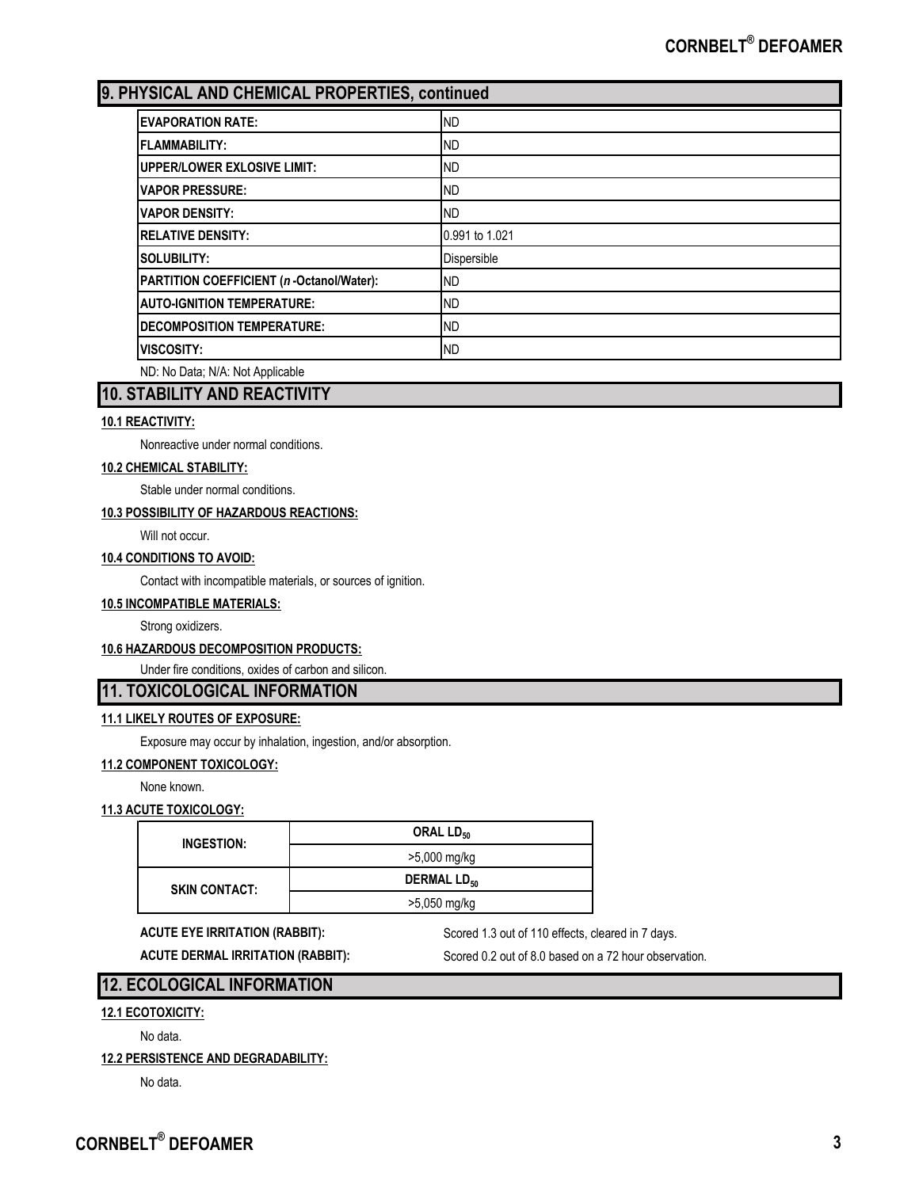## 9. PHYSICAL AND CHEMICAL PROPERTIES, continued

| | |
|---|---|
| **EVAPORATION RATE:** | ND |
| **FLAMMABILITY:** | ND |
| **UPPER/LOWER EXLOSIVE LIMIT:** | ND |
| **VAPOR PRESSURE:** | ND |
| **VAPOR DENSITY:** | ND |
| **RELATIVE DENSITY:** | 0.991 to 1.021 |
| **SOLUBILITY:** | Dispersible |
| **PARTITION COEFFICIENT (*n*-Octanol/Water):** | ND |
| **AUTO-IGNITION TEMPERATURE:** | ND |
| **DECOMPOSITION TEMPERATURE:** | ND |
| **VISCOSITY:** | ND |

ND: No Data; N/A: Not Applicable

## 10. STABILITY AND REACTIVITY

**10.1 REACTIVITY:**

Nonreactive under normal conditions.

**10.2 CHEMICAL STABILITY:**

Stable under normal conditions.

**10.3 POSSIBILITY OF HAZARDOUS REACTIONS:**

Will not occur.

**10.4 CONDITIONS TO AVOID:**

Contact with incompatible materials, or sources of ignition.

**10.5 INCOMPATIBLE MATERIALS:**

Strong oxidizers.

**10.6 HAZARDOUS DECOMPOSITION PRODUCTS:**

Under fire conditions, oxides of carbon and silicon.

## 11. TOXICOLOGICAL INFORMATION

**11.1 LIKELY ROUTES OF EXPOSURE:**

Exposure may occur by inhalation, ingestion, and/or absorption.

**11.2 COMPONENT TOXICOLOGY:**

None known.

**11.3 ACUTE TOXICOLOGY:**

| | |
|---|---|
| **INGESTION:** | **ORAL $LD_{50}$** |
| | >5,000 mg/kg |
| **SKIN CONTACT:** | **DERMAL $LD_{50}$** |
| | >5,050 mg/kg |

**ACUTE EYE IRRITATION (RABBIT):** Scored 1.3 out of 110 effects, cleared in 7 days.

**ACUTE DERMAL IRRITATION (RABBIT):** Scored 0.2 out of 8.0 based on a 72 hour observation.

## 12. ECOLOGICAL INFORMATION

**12.1 ECOTOXICITY:**

No data.

**12.2 PERSISTENCE AND DEGRADABILITY:**

No data.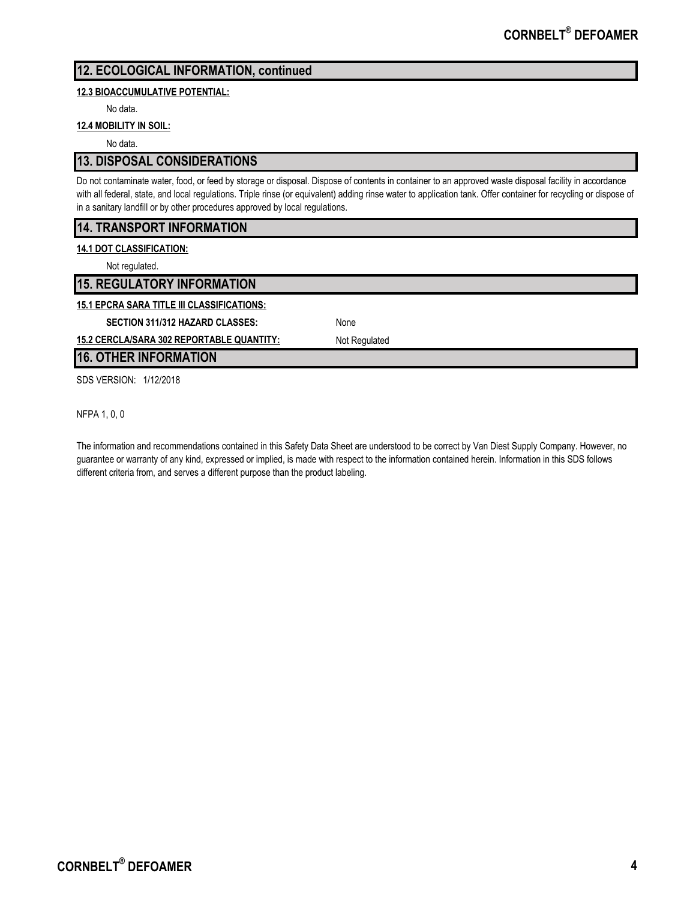## 12. ECOLOGICAL INFORMATION, continued

**12.3 BIOACCUMULATIVE POTENTIAL:**

No data.

**12.4 MOBILITY IN SOIL:**

No data.

## 13. DISPOSAL CONSIDERATIONS

Do not contaminate water, food, or feed by storage or disposal. Dispose of contents in container to an approved waste disposal facility in accordance with all federal, state, and local regulations. Triple rinse (or equivalent) adding rinse water to application tank. Offer container for recycling or dispose of in a sanitary landfill or by other procedures approved by local regulations.

## 14. TRANSPORT INFORMATION

**14.1 DOT CLASSIFICATION:**

Not regulated.

## 15. REGULATORY INFORMATION

**15.1 EPCRA SARA TITLE III CLASSIFICATIONS:**

**SECTION 311/312 HAZARD CLASSES:** None

**15.2 CERCLA/SARA 302 REPORTABLE QUANTITY:** Not Regulated

## 16. OTHER INFORMATION

SDS VERSION: 1/12/2018

NFPA 1, 0, 0

The information and recommendations contained in this Safety Data Sheet are understood to be correct by Van Diest Supply Company. However, no guarantee or warranty of any kind, expressed or implied, is made with respect to the information contained herein. Information in this SDS follows different criteria from, and serves a different purpose than the product labeling.